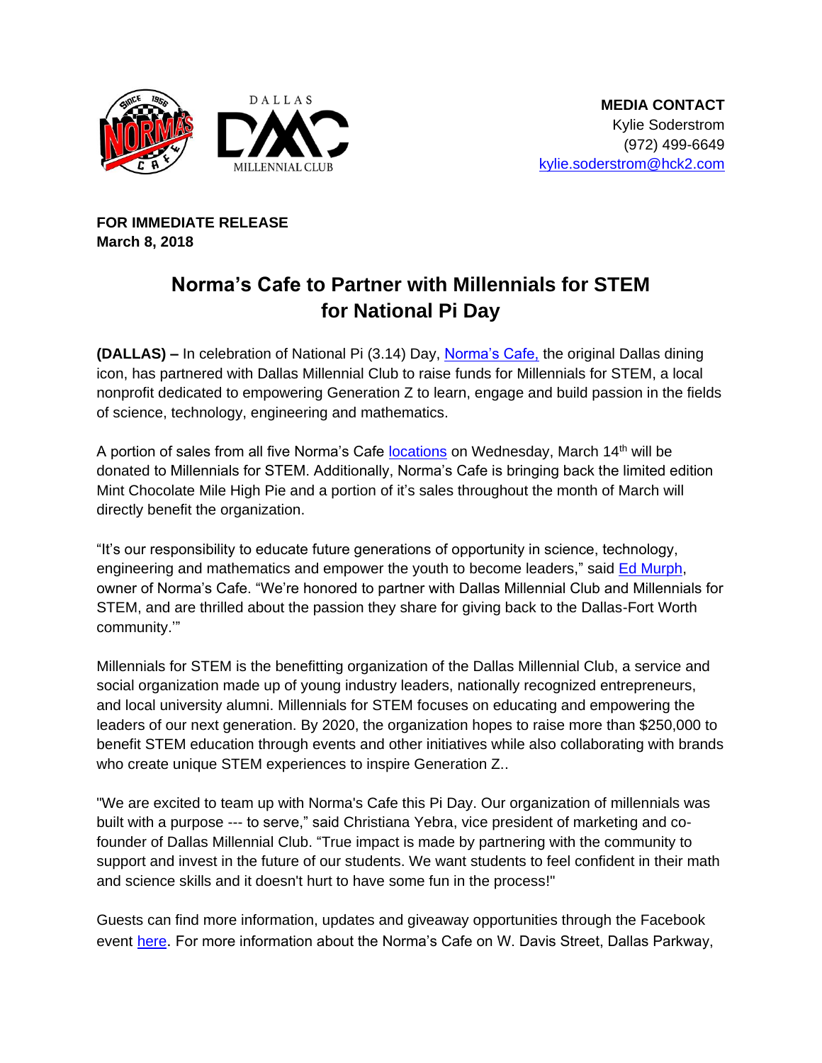**MEDIA CONTACT**
Kylie Soderstrom
(972) 499-6649
kylie.soderstrom@hck2.com

**FOR IMMEDIATE RELEASE**
**March 8, 2018**

# Norma's Cafe to Partner with Millennials for STEM for National Pi Day

**(DALLAS) –** In celebration of National Pi (3.14) Day, Norma's Cafe, the original Dallas dining icon, has partnered with Dallas Millennial Club to raise funds for Millennials for STEM, a local nonprofit dedicated to empowering Generation Z to learn, engage and build passion in the fields of science, technology, engineering and mathematics.

A portion of sales from all five Norma's Cafe locations on Wednesday, March 14th will be donated to Millennials for STEM. Additionally, Norma's Cafe is bringing back the limited edition Mint Chocolate Mile High Pie and a portion of it's sales throughout the month of March will directly benefit the organization.

"It's our responsibility to educate future generations of opportunity in science, technology, engineering and mathematics and empower the youth to become leaders," said Ed Murph, owner of Norma's Cafe. "We're honored to partner with Dallas Millennial Club and Millennials for STEM, and are thrilled about the passion they share for giving back to the Dallas-Fort Worth community.'"

Millennials for STEM is the benefitting organization of the Dallas Millennial Club, a service and social organization made up of young industry leaders, nationally recognized entrepreneurs, and local university alumni. Millennials for STEM focuses on educating and empowering the leaders of our next generation. By 2020, the organization hopes to raise more than $250,000 to benefit STEM education through events and other initiatives while also collaborating with brands who create unique STEM experiences to inspire Generation Z..

"We are excited to team up with Norma's Cafe this Pi Day. Our organization of millennials was built with a purpose --- to serve," said Christiana Yebra, vice president of marketing and co-founder of Dallas Millennial Club. "True impact is made by partnering with the community to support and invest in the future of our students. We want students to feel confident in their math and science skills and it doesn't hurt to have some fun in the process!"

Guests can find more information, updates and giveaway opportunities through the Facebook event here. For more information about the Norma's Cafe on W. Davis Street, Dallas Parkway,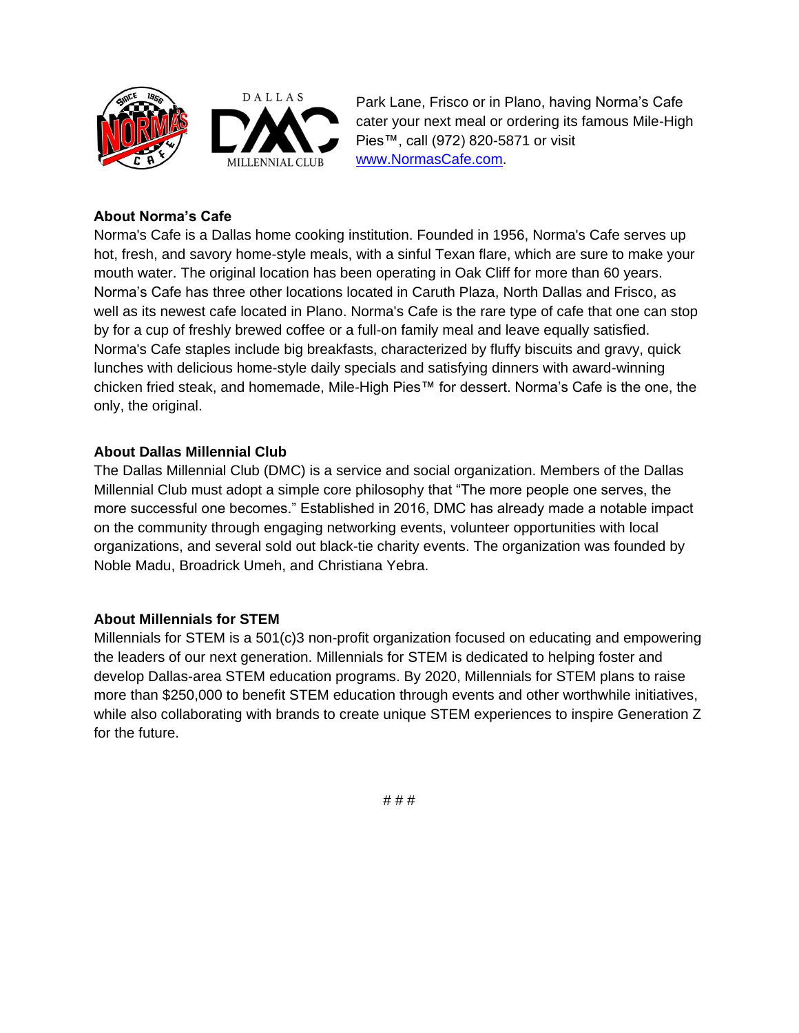Park Lane, Frisco or in Plano, having Norma's Cafe cater your next meal or ordering its famous Mile-High Pies™, call (972) 820-5871 or visit [www.NormasCafe.com](http://www.NormasCafe.com).

**About Norma's Cafe**

Norma's Cafe is a Dallas home cooking institution. Founded in 1956, Norma's Cafe serves up hot, fresh, and savory home-style meals, with a sinful Texan flare, which are sure to make your mouth water. The original location has been operating in Oak Cliff for more than 60 years. Norma's Cafe has three other locations located in Caruth Plaza, North Dallas and Frisco, as well as its newest cafe located in Plano. Norma's Cafe is the rare type of cafe that one can stop by for a cup of freshly brewed coffee or a full-on family meal and leave equally satisfied. Norma's Cafe staples include big breakfasts, characterized by fluffy biscuits and gravy, quick lunches with delicious home-style daily specials and satisfying dinners with award-winning chicken fried steak, and homemade, Mile-High Pies™ for dessert. Norma's Cafe is the one, the only, the original.

**About Dallas Millennial Club**

The Dallas Millennial Club (DMC) is a service and social organization. Members of the Dallas Millennial Club must adopt a simple core philosophy that "The more people one serves, the more successful one becomes." Established in 2016, DMC has already made a notable impact on the community through engaging networking events, volunteer opportunities with local organizations, and several sold out black-tie charity events. The organization was founded by Noble Madu, Broadrick Umeh, and Christiana Yebra.

**About Millennials for STEM**

Millennials for STEM is a 501(c)3 non-profit organization focused on educating and empowering the leaders of our next generation. Millennials for STEM is dedicated to helping foster and develop Dallas-area STEM education programs. By 2020, Millennials for STEM plans to raise more than $250,000 to benefit STEM education through events and other worthwhile initiatives, while also collaborating with brands to create unique STEM experiences to inspire Generation Z for the future.

# # #